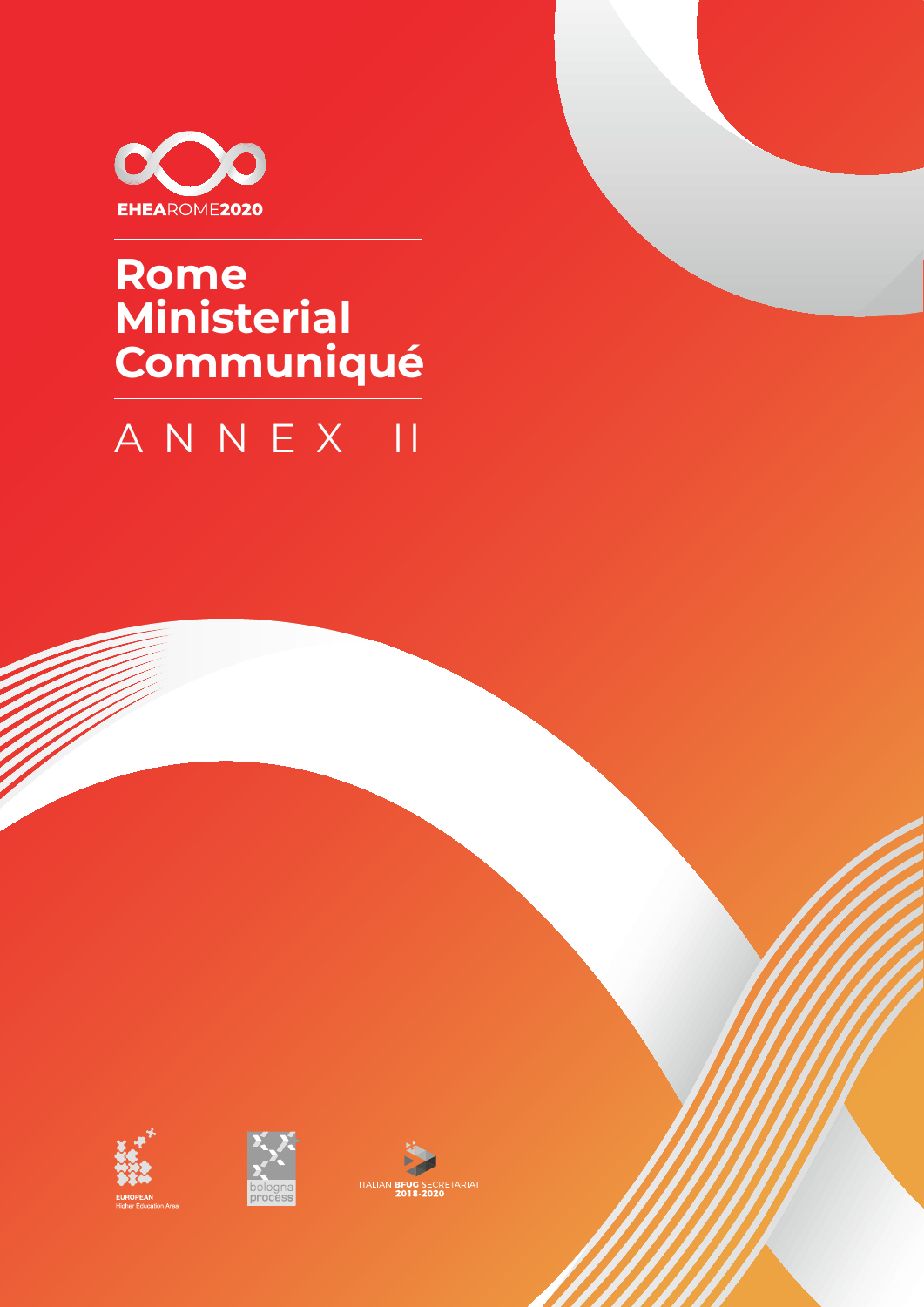EHEAROME2020

# Rome Ministerial Communiqué

## ANNEX II

EUROPEAN Higher Education Area

bologna process

ITALIAN BFUG SECRETARIAT 2018-2020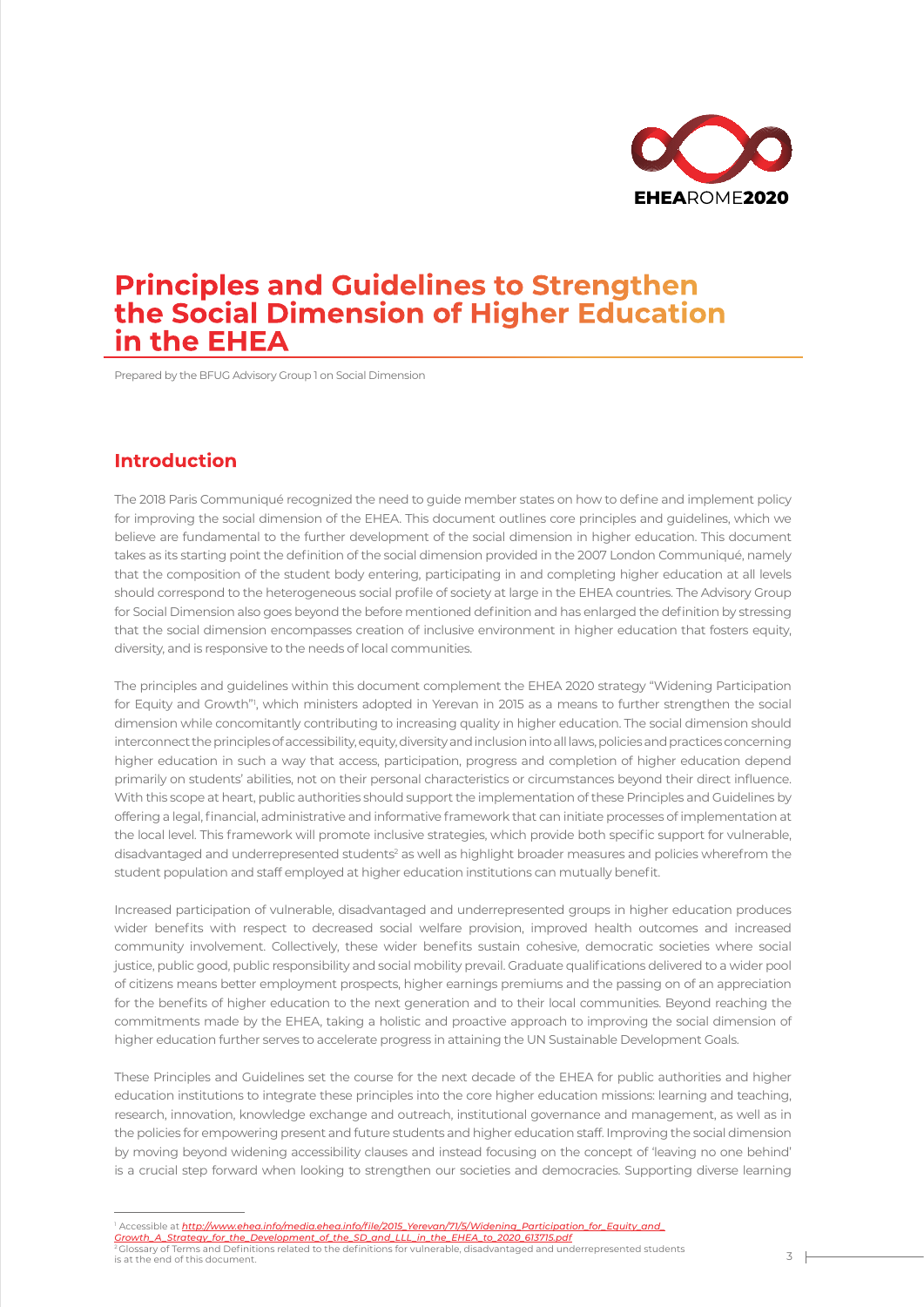# Principles and Guidelines to Strengthen the Social Dimension of Higher Education in the EHEA

Prepared by the BFUG Advisory Group 1 on Social Dimension

## Introduction

The 2018 Paris Communiqué recognized the need to guide member states on how to define and implement policy for improving the social dimension of the EHEA. This document outlines core principles and guidelines, which we believe are fundamental to the further development of the social dimension in higher education. This document takes as its starting point the definition of the social dimension provided in the 2007 London Communiqué, namely that the composition of the student body entering, participating in and completing higher education at all levels should correspond to the heterogeneous social profile of society at large in the EHEA countries. The Advisory Group for Social Dimension also goes beyond the before mentioned definition and has enlarged the definition by stressing that the social dimension encompasses creation of inclusive environment in higher education that fosters equity, diversity, and is responsive to the needs of local communities.

The principles and guidelines within this document complement the EHEA 2020 strategy "Widening Participation for Equity and Growth"[1], which ministers adopted in Yerevan in 2015 as a means to further strengthen the social dimension while concomitantly contributing to increasing quality in higher education. The social dimension should interconnect the principles of accessibility, equity, diversity and inclusion into all laws, policies and practices concerning higher education in such a way that access, participation, progress and completion of higher education depend primarily on students' abilities, not on their personal characteristics or circumstances beyond their direct influence. With this scope at heart, public authorities should support the implementation of these Principles and Guidelines by offering a legal, financial, administrative and informative framework that can initiate processes of implementation at the local level. This framework will promote inclusive strategies, which provide both specific support for vulnerable, disadvantaged and underrepresented students[2] as well as highlight broader measures and policies wherefrom the student population and staff employed at higher education institutions can mutually benefit.

Increased participation of vulnerable, disadvantaged and underrepresented groups in higher education produces wider benefits with respect to decreased social welfare provision, improved health outcomes and increased community involvement. Collectively, these wider benefits sustain cohesive, democratic societies where social justice, public good, public responsibility and social mobility prevail. Graduate qualifications delivered to a wider pool of citizens means better employment prospects, higher earnings premiums and the passing on of an appreciation for the benefits of higher education to the next generation and to their local communities. Beyond reaching the commitments made by the EHEA, taking a holistic and proactive approach to improving the social dimension of higher education further serves to accelerate progress in attaining the UN Sustainable Development Goals.

These Principles and Guidelines set the course for the next decade of the EHEA for public authorities and higher education institutions to integrate these principles into the core higher education missions: learning and teaching, research, innovation, knowledge exchange and outreach, institutional governance and management, as well as in the policies for empowering present and future students and higher education staff. Improving the social dimension by moving beyond widening accessibility clauses and instead focusing on the concept of 'leaving no one behind' is a crucial step forward when looking to strengthen our societies and democracies. Supporting diverse learning

---

[1] Accessible at *http://www.ehea.info/media.ehea.info/file/2015_Yerevan/71/5/Widening_Participation_for_Equity_and_Growth_A_Strategy_for_the_Development_of_the_SD_and_LLL_in_the_EHEA_to_2020_613715.pdf*

[2] Glossary of Terms and Definitions related to the definitions for vulnerable, disadvantaged and underrepresented students is at the end of this document.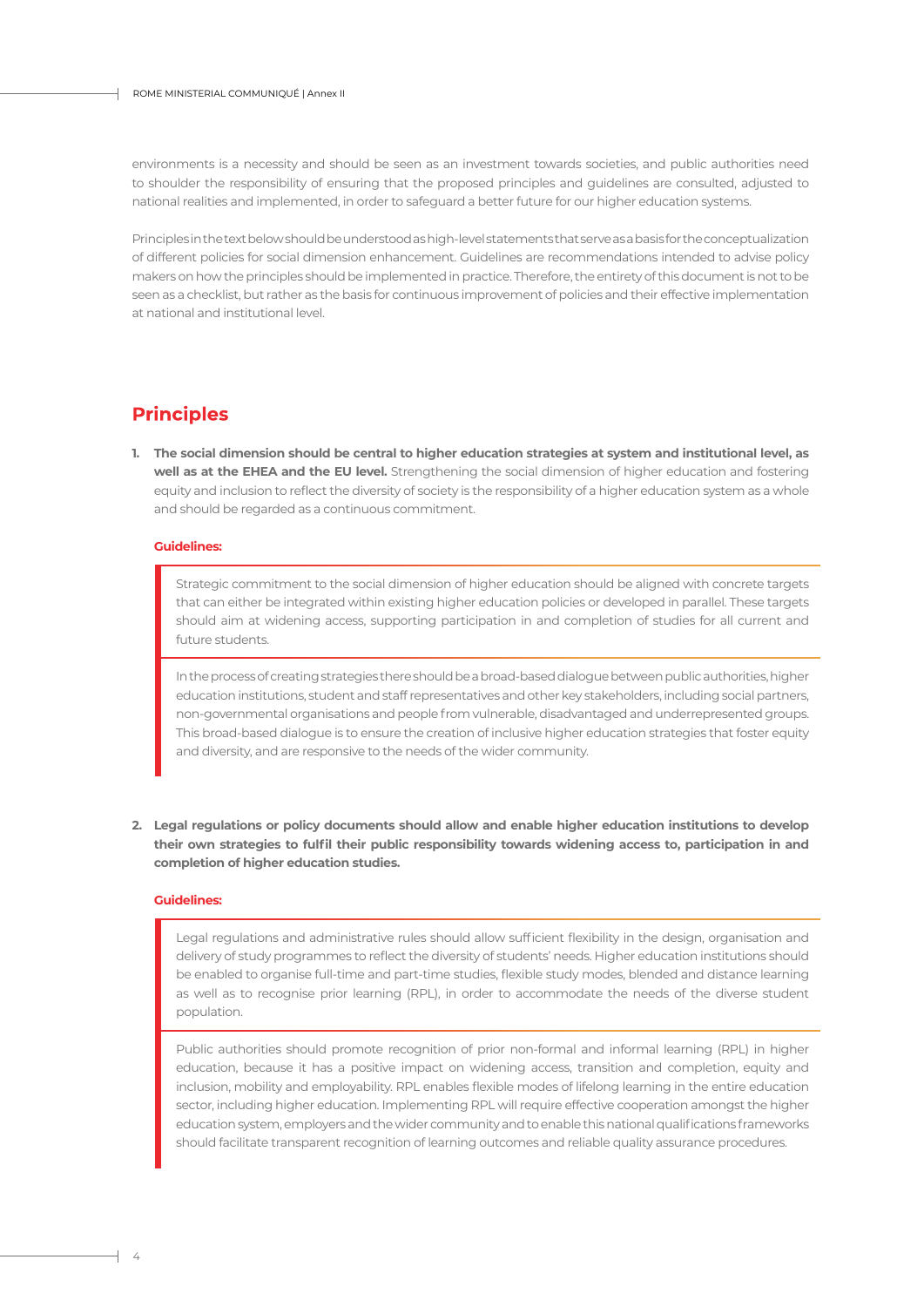environments is a necessity and should be seen as an investment towards societies, and public authorities need to shoulder the responsibility of ensuring that the proposed principles and guidelines are consulted, adjusted to national realities and implemented, in order to safeguard a better future for our higher education systems.

Principles in the text below should be understood as high-level statements that serve as a basis for the conceptualization of different policies for social dimension enhancement. Guidelines are recommendations intended to advise policy makers on how the principles should be implemented in practice. Therefore, the entirety of this document is not to be seen as a checklist, but rather as the basis for continuous improvement of policies and their effective implementation at national and institutional level.

## Principles

1. **The social dimension should be central to higher education strategies at system and institutional level, as well as at the EHEA and the EU level.** Strengthening the social dimension of higher education and fostering equity and inclusion to reflect the diversity of society is the responsibility of a higher education system as a whole and should be regarded as a continuous commitment.

   **Guidelines:**

   > Strategic commitment to the social dimension of higher education should be aligned with concrete targets that can either be integrated within existing higher education policies or developed in parallel. These targets should aim at widening access, supporting participation in and completion of studies for all current and future students.
   >
   > In the process of creating strategies there should be a broad-based dialogue between public authorities, higher education institutions, student and staff representatives and other key stakeholders, including social partners, non-governmental organisations and people from vulnerable, disadvantaged and underrepresented groups. This broad-based dialogue is to ensure the creation of inclusive higher education strategies that foster equity and diversity, and are responsive to the needs of the wider community.

2. **Legal regulations or policy documents should allow and enable higher education institutions to develop their own strategies to fulfil their public responsibility towards widening access to, participation in and completion of higher education studies.**

   **Guidelines:**

   > Legal regulations and administrative rules should allow sufficient flexibility in the design, organisation and delivery of study programmes to reflect the diversity of students' needs. Higher education institutions should be enabled to organise full-time and part-time studies, flexible study modes, blended and distance learning as well as to recognise prior learning (RPL), in order to accommodate the needs of the diverse student population.
   >
   > Public authorities should promote recognition of prior non-formal and informal learning (RPL) in higher education, because it has a positive impact on widening access, transition and completion, equity and inclusion, mobility and employability. RPL enables flexible modes of lifelong learning in the entire education sector, including higher education. Implementing RPL will require effective cooperation amongst the higher education system, employers and the wider community and to enable this national qualifications frameworks should facilitate transparent recognition of learning outcomes and reliable quality assurance procedures.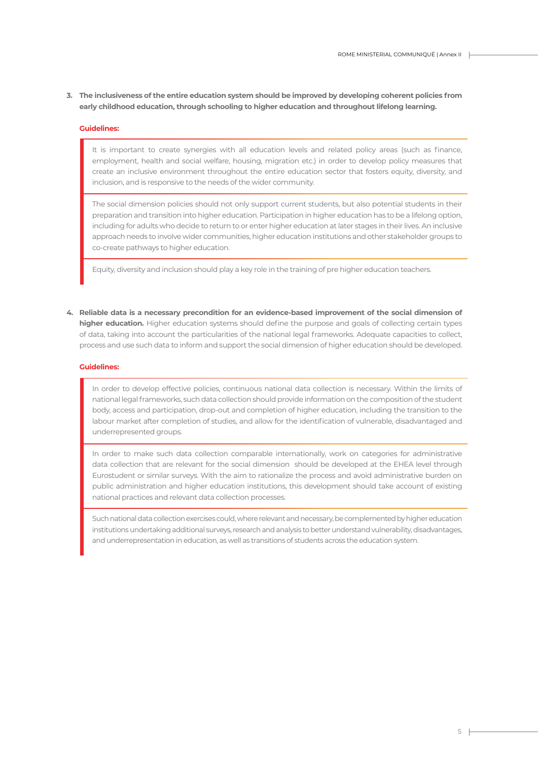3. **The inclusiveness of the entire education system should be improved by developing coherent policies from early childhood education, through schooling to higher education and throughout lifelong learning.**

**Guidelines:**

It is important to create synergies with all education levels and related policy areas (such as finance, employment, health and social welfare, housing, migration etc.) in order to develop policy measures that create an inclusive environment throughout the entire education sector that fosters equity, diversity, and inclusion, and is responsive to the needs of the wider community.

The social dimension policies should not only support current students, but also potential students in their preparation and transition into higher education. Participation in higher education has to be a lifelong option, including for adults who decide to return to or enter higher education at later stages in their lives. An inclusive approach needs to involve wider communities, higher education institutions and other stakeholder groups to co-create pathways to higher education.

Equity, diversity and inclusion should play a key role in the training of pre higher education teachers.

4. **Reliable data is a necessary precondition for an evidence-based improvement of the social dimension of higher education.** Higher education systems should define the purpose and goals of collecting certain types of data, taking into account the particularities of the national legal frameworks. Adequate capacities to collect, process and use such data to inform and support the social dimension of higher education should be developed.

**Guidelines:**

In order to develop effective policies, continuous national data collection is necessary. Within the limits of national legal frameworks, such data collection should provide information on the composition of the student body, access and participation, drop-out and completion of higher education, including the transition to the labour market after completion of studies, and allow for the identification of vulnerable, disadvantaged and underrepresented groups.

In order to make such data collection comparable internationally, work on categories for administrative data collection that are relevant for the social dimension should be developed at the EHEA level through Eurostudent or similar surveys. With the aim to rationalize the process and avoid administrative burden on public administration and higher education institutions, this development should take account of existing national practices and relevant data collection processes.

Such national data collection exercises could, where relevant and necessary, be complemented by higher education institutions undertaking additional surveys, research and analysis to better understand vulnerability, disadvantages, and underrepresentation in education, as well as transitions of students across the education system.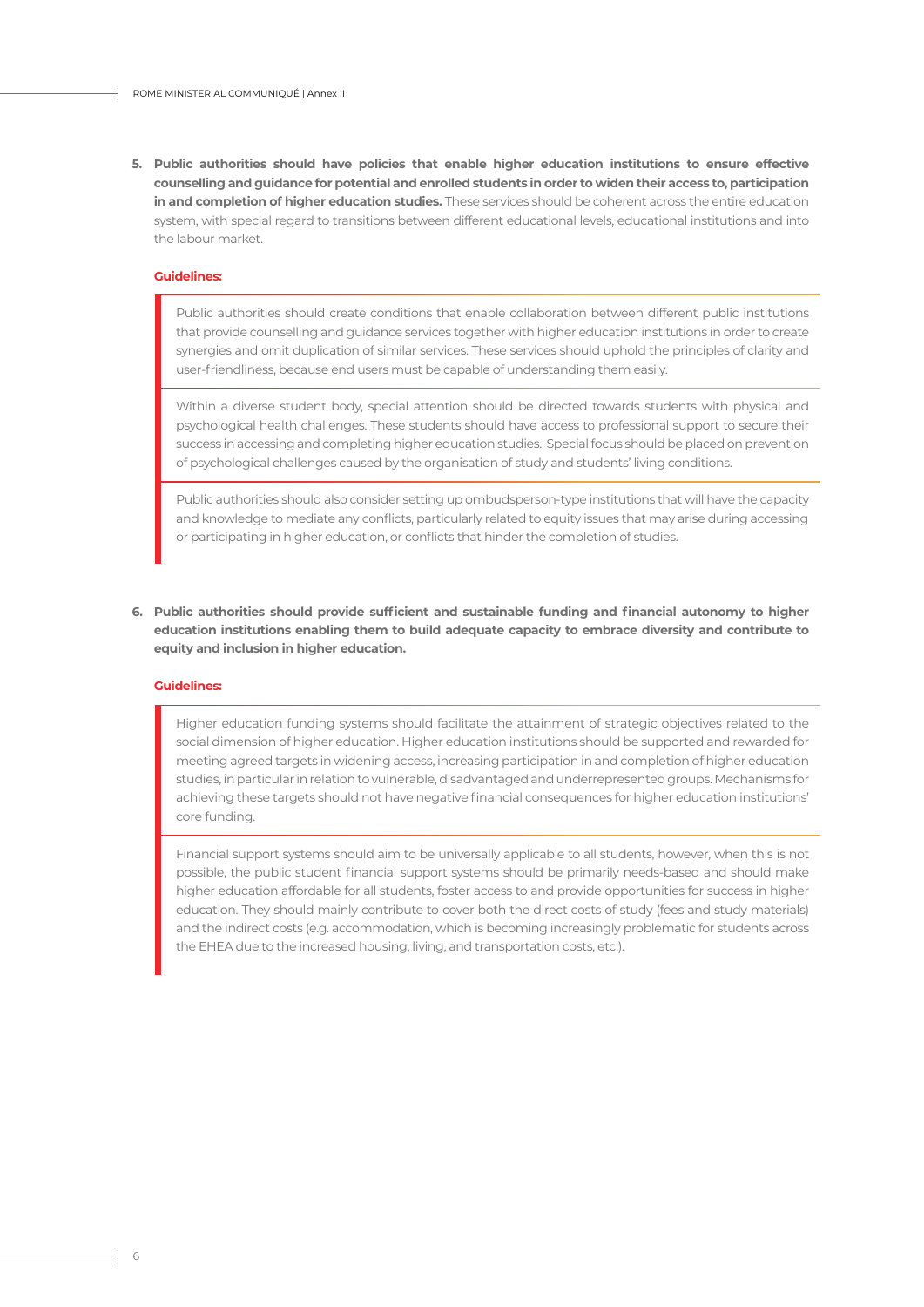5. **Public authorities should have policies that enable higher education institutions to ensure effective counselling and guidance for potential and enrolled students in order to widen their access to, participation in and completion of higher education studies.** These services should be coherent across the entire education system, with special regard to transitions between different educational levels, educational institutions and into the labour market.

**Guidelines:**

Public authorities should create conditions that enable collaboration between different public institutions that provide counselling and guidance services together with higher education institutions in order to create synergies and omit duplication of similar services. These services should uphold the principles of clarity and user-friendliness, because end users must be capable of understanding them easily.

Within a diverse student body, special attention should be directed towards students with physical and psychological health challenges. These students should have access to professional support to secure their success in accessing and completing higher education studies. Special focus should be placed on prevention of psychological challenges caused by the organisation of study and students' living conditions.

Public authorities should also consider setting up ombudsperson-type institutions that will have the capacity and knowledge to mediate any conflicts, particularly related to equity issues that may arise during accessing or participating in higher education, or conflicts that hinder the completion of studies.

6. **Public authorities should provide sufficient and sustainable funding and financial autonomy to higher education institutions enabling them to build adequate capacity to embrace diversity and contribute to equity and inclusion in higher education.**

**Guidelines:**

Higher education funding systems should facilitate the attainment of strategic objectives related to the social dimension of higher education. Higher education institutions should be supported and rewarded for meeting agreed targets in widening access, increasing participation in and completion of higher education studies, in particular in relation to vulnerable, disadvantaged and underrepresented groups. Mechanisms for achieving these targets should not have negative financial consequences for higher education institutions' core funding.

Financial support systems should aim to be universally applicable to all students, however, when this is not possible, the public student financial support systems should be primarily needs-based and should make higher education affordable for all students, foster access to and provide opportunities for success in higher education. They should mainly contribute to cover both the direct costs of study (fees and study materials) and the indirect costs (e.g. accommodation, which is becoming increasingly problematic for students across the EHEA due to the increased housing, living, and transportation costs, etc.).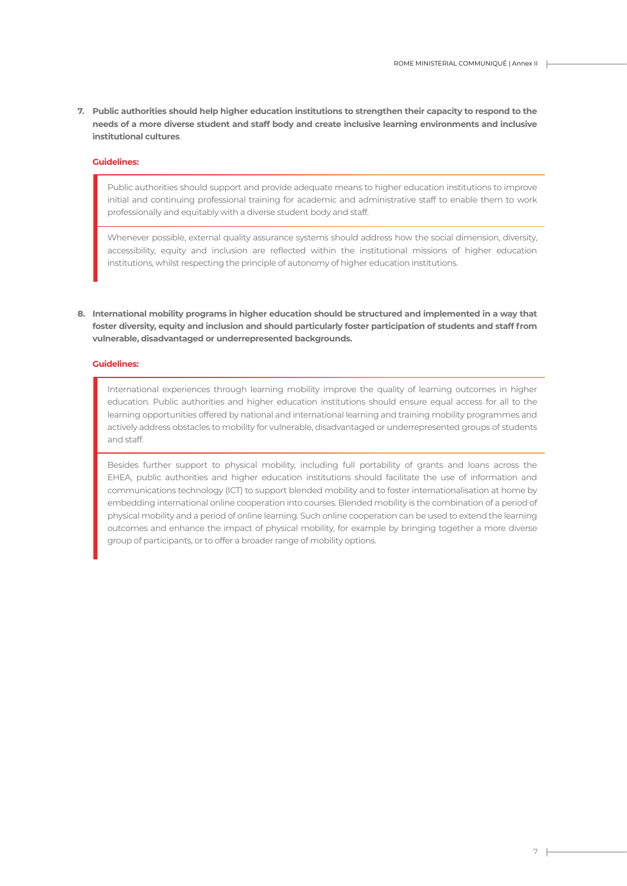7. **Public authorities should help higher education institutions to strengthen their capacity to respond to the needs of a more diverse student and staff body and create inclusive learning environments and inclusive institutional cultures**.

**Guidelines:**

Public authorities should support and provide adequate means to higher education institutions to improve initial and continuing professional training for academic and administrative staff to enable them to work professionally and equitably with a diverse student body and staff.

Whenever possible, external quality assurance systems should address how the social dimension, diversity, accessibility, equity and inclusion are reflected within the institutional missions of higher education institutions, whilst respecting the principle of autonomy of higher education institutions.

8. **International mobility programs in higher education should be structured and implemented in a way that foster diversity, equity and inclusion and should particularly foster participation of students and staff from vulnerable, disadvantaged or underrepresented backgrounds.**

**Guidelines:**

International experiences through learning mobility improve the quality of learning outcomes in higher education. Public authorities and higher education institutions should ensure equal access for all to the learning opportunities offered by national and international learning and training mobility programmes and actively address obstacles to mobility for vulnerable, disadvantaged or underrepresented groups of students and staff.

Besides further support to physical mobility, including full portability of grants and loans across the EHEA, public authorities and higher education institutions should facilitate the use of information and communications technology (ICT) to support blended mobility and to foster internationalisation at home by embedding international online cooperation into courses. Blended mobility is the combination of a period of physical mobility and a period of online learning. Such online cooperation can be used to extend the learning outcomes and enhance the impact of physical mobility, for example by bringing together a more diverse group of participants, or to offer a broader range of mobility options.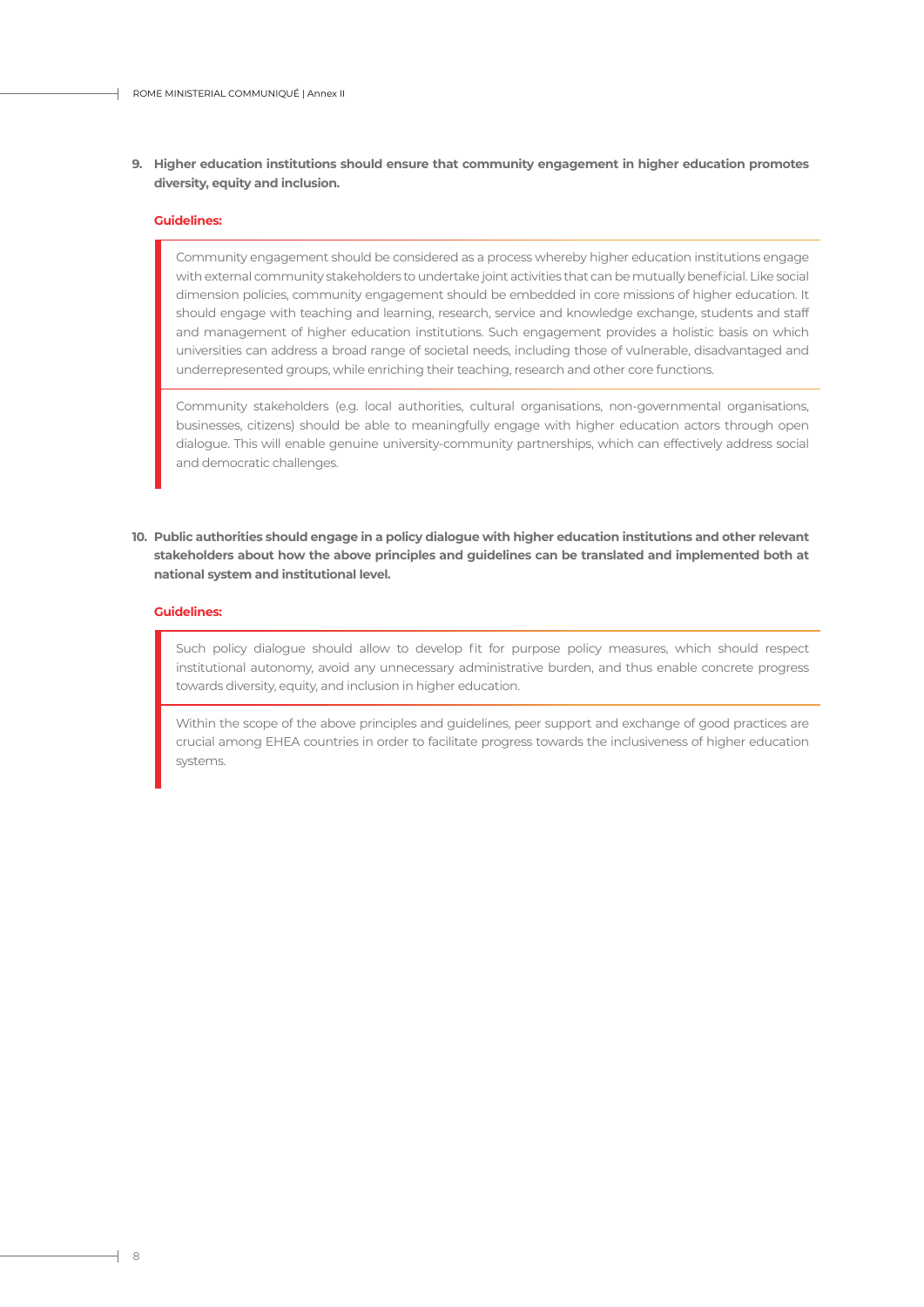9. **Higher education institutions should ensure that community engagement in higher education promotes diversity, equity and inclusion.**

**Guidelines:**

Community engagement should be considered as a process whereby higher education institutions engage with external community stakeholders to undertake joint activities that can be mutually beneficial. Like social dimension policies, community engagement should be embedded in core missions of higher education. It should engage with teaching and learning, research, service and knowledge exchange, students and staff and management of higher education institutions. Such engagement provides a holistic basis on which universities can address a broad range of societal needs, including those of vulnerable, disadvantaged and underrepresented groups, while enriching their teaching, research and other core functions.

Community stakeholders (e.g. local authorities, cultural organisations, non-governmental organisations, businesses, citizens) should be able to meaningfully engage with higher education actors through open dialogue. This will enable genuine university-community partnerships, which can effectively address social and democratic challenges.

10. **Public authorities should engage in a policy dialogue with higher education institutions and other relevant stakeholders about how the above principles and guidelines can be translated and implemented both at national system and institutional level.**

**Guidelines:**

Such policy dialogue should allow to develop fit for purpose policy measures, which should respect institutional autonomy, avoid any unnecessary administrative burden, and thus enable concrete progress towards diversity, equity, and inclusion in higher education.

Within the scope of the above principles and guidelines, peer support and exchange of good practices are crucial among EHEA countries in order to facilitate progress towards the inclusiveness of higher education systems.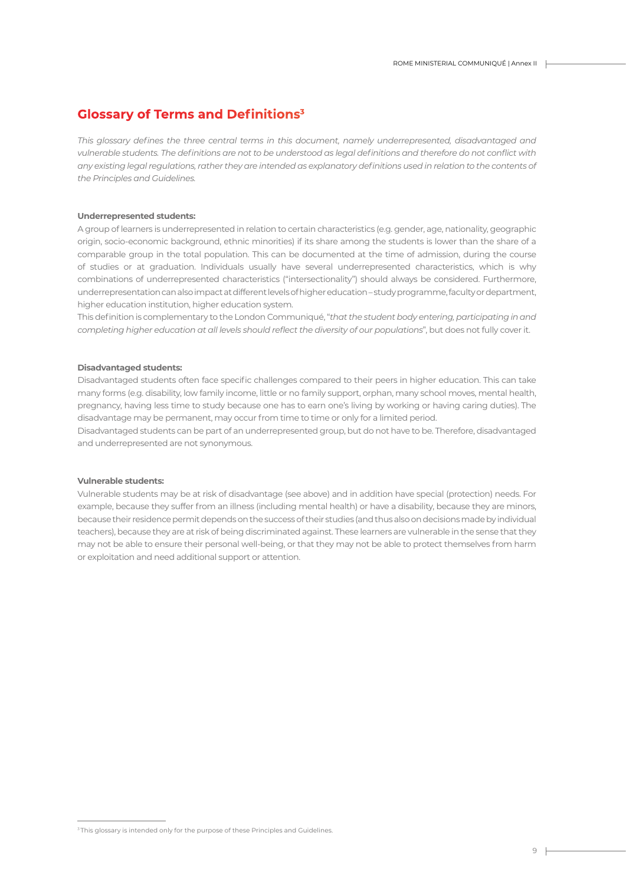## Glossary of Terms and Definitions[3]

*This glossary defines the three central terms in this document, namely underrepresented, disadvantaged and vulnerable students. The definitions are not to be understood as legal definitions and therefore do not conflict with any existing legal regulations, rather they are intended as explanatory definitions used in relation to the contents of the Principles and Guidelines.*

**Underrepresented students:**

A group of learners is underrepresented in relation to certain characteristics (e.g. gender, age, nationality, geographic origin, socio-economic background, ethnic minorities) if its share among the students is lower than the share of a comparable group in the total population. This can be documented at the time of admission, during the course of studies or at graduation. Individuals usually have several underrepresented characteristics, which is why combinations of underrepresented characteristics ("intersectionality") should always be considered. Furthermore, underrepresentation can also impact at different levels of higher education – study programme, faculty or department, higher education institution, higher education system.

This definition is complementary to the London Communiqué, "*that the student body entering, participating in and completing higher education at all levels should reflect the diversity of our populations*", but does not fully cover it.

**Disadvantaged students:**

Disadvantaged students often face specific challenges compared to their peers in higher education. This can take many forms (e.g. disability, low family income, little or no family support, orphan, many school moves, mental health, pregnancy, having less time to study because one has to earn one's living by working or having caring duties). The disadvantage may be permanent, may occur from time to time or only for a limited period.

Disadvantaged students can be part of an underrepresented group, but do not have to be. Therefore, disadvantaged and underrepresented are not synonymous.

**Vulnerable students:**

Vulnerable students may be at risk of disadvantage (see above) and in addition have special (protection) needs. For example, because they suffer from an illness (including mental health) or have a disability, because they are minors, because their residence permit depends on the success of their studies (and thus also on decisions made by individual teachers), because they are at risk of being discriminated against. These learners are vulnerable in the sense that they may not be able to ensure their personal well-being, or that they may not be able to protect themselves from harm or exploitation and need additional support or attention.

[3] This glossary is intended only for the purpose of these Principles and Guidelines.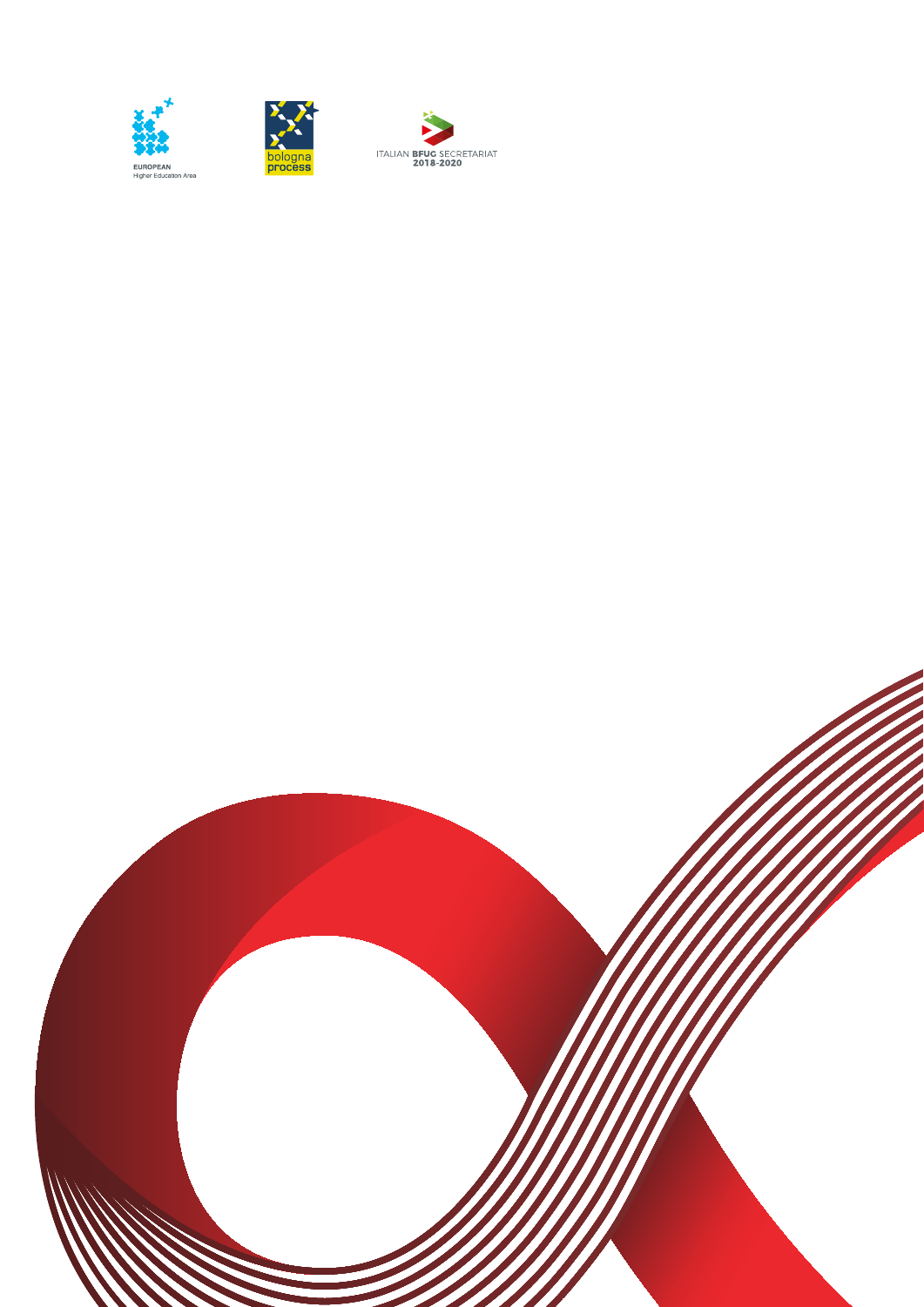EUROPEAN
Higher Education Area

bologna
process

ITALIAN **BFUG** SECRETARIAT
2018-2020